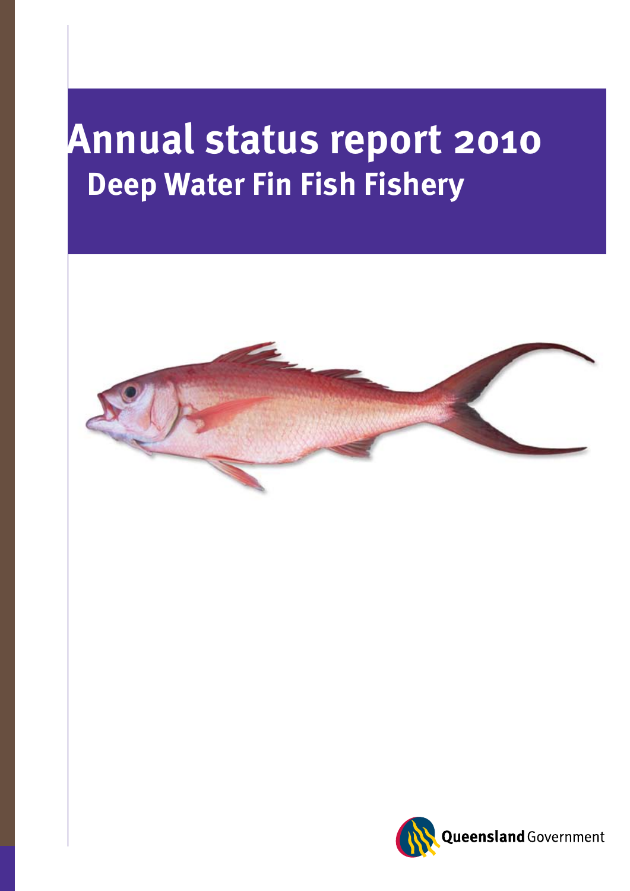# Annual status report 2010

## Deep Water Fin Fish Fishery

Queensland Government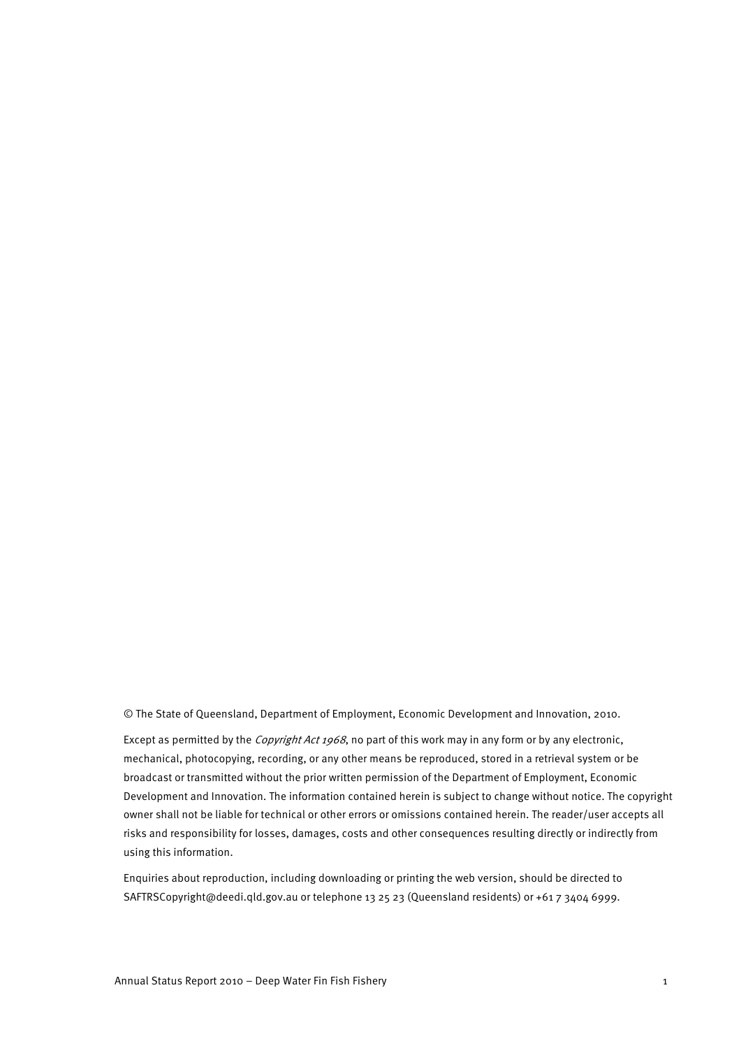© The State of Queensland, Department of Employment, Economic Development and Innovation, 2010.

Except as permitted by the *Copyright Act 1968*, no part of this work may in any form or by any electronic, mechanical, photocopying, recording, or any other means be reproduced, stored in a retrieval system or be broadcast or transmitted without the prior written permission of the Department of Employment, Economic Development and Innovation. The information contained herein is subject to change without notice. The copyright owner shall not be liable for technical or other errors or omissions contained herein. The reader/user accepts all risks and responsibility for losses, damages, costs and other consequences resulting directly or indirectly from using this information.

Enquiries about reproduction, including downloading or printing the web version, should be directed to SAFTRSCopyright@deedi.qld.gov.au or telephone 13 25 23 (Queensland residents) or +61 7 3404 6999.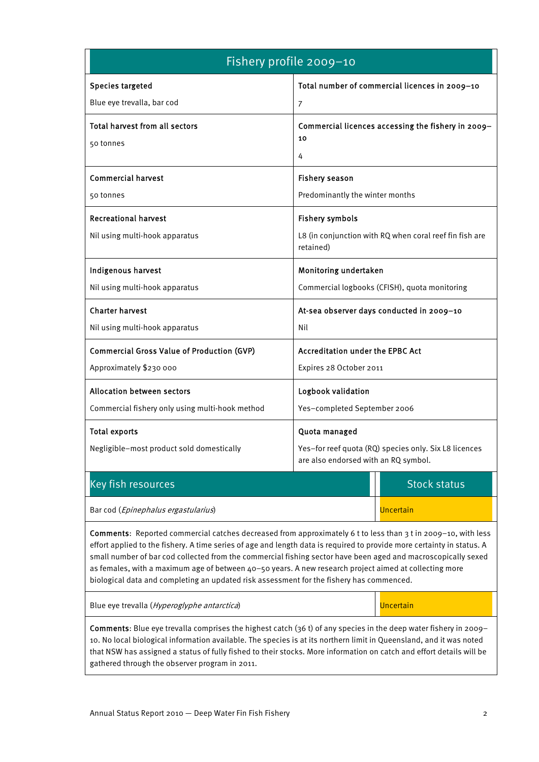## Fishery profile 2009–10

| | |
|---|---|
| **Species targeted**<br><br>Blue eye trevalla, bar cod | **Total number of commercial licences in 2009–10**<br><br>7 |
| **Total harvest from all sectors**<br><br>50 tonnes | **Commercial licences accessing the fishery in 2009–10**<br><br>4 |
| **Commercial harvest**<br><br>50 tonnes | **Fishery season**<br><br>Predominantly the winter months |
| **Recreational harvest**<br><br>Nil using multi-hook apparatus | **Fishery symbols**<br><br>L8 (in conjunction with RQ when coral reef fin fish are retained) |
| **Indigenous harvest**<br><br>Nil using multi-hook apparatus | **Monitoring undertaken**<br><br>Commercial logbooks (CFISH), quota monitoring |
| **Charter harvest**<br><br>Nil using multi-hook apparatus | **At-sea observer days conducted in 2009–10**<br><br>Nil |
| **Commercial Gross Value of Production (GVP)**<br><br>Approximately $230 000 | **Accreditation under the EPBC Act**<br><br>Expires 28 October 2011 |
| **Allocation between sectors**<br><br>Commercial fishery only using multi-hook method | **Logbook validation**<br><br>Yes–completed September 2006 |
| **Total exports**<br><br>Negligible–most product sold domestically | **Quota managed**<br><br>Yes–for reef quota (RQ) species only. Six L8 licences are also endorsed with an RQ symbol. |

| Key fish resources | Stock status |
|---|---|
| Bar cod (*Epinephalus ergastularius*) | Uncertain |
| **Comments**: Reported commercial catches decreased from approximately 6 t to less than 3 t in 2009–10, with less effort applied to the fishery. A time series of age and length data is required to provide more certainty in status. A small number of bar cod collected from the commercial fishing sector have been aged and macroscopically sexed as females, with a maximum age of between 40–50 years. A new research project aimed at collecting more biological data and completing an updated risk assessment for the fishery has commenced. | |
| Blue eye trevalla (*Hyperoglyphe antarctica*) | Uncertain |
| **Comments**: Blue eye trevalla comprises the highest catch (36 t) of any species in the deep water fishery in 2009–10. No local biological information available. The species is at its northern limit in Queensland, and it was noted that NSW has assigned a status of fully fished to their stocks. More information on catch and effort details will be gathered through the observer program in 2011. | |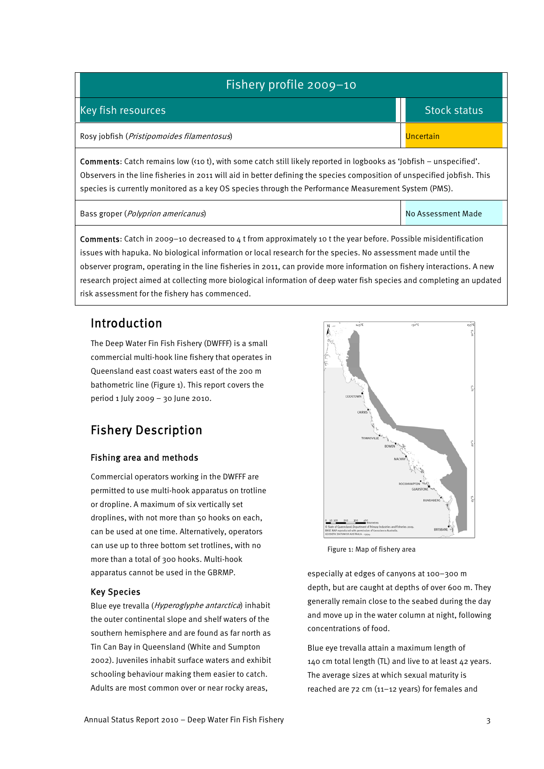| Fishery profile 2009–10 | |
|---|---|
| **Key fish resources** | **Stock status** |
| Rosy jobfish (*Pristipomoides filamentosus*) | Uncertain |
| **Comments**: Catch remains low (<10 t), with some catch still likely reported in logbooks as 'Jobfish – unspecified'. Observers in the line fisheries in 2011 will aid in better defining the species composition of unspecified jobfish. This species is currently monitored as a key OS species through the Performance Measurement System (PMS). | |
| Bass groper (*Polyprion americanus*) | No Assessment Made |
| **Comments**: Catch in 2009–10 decreased to 4 t from approximately 10 t the year before. Possible misidentification issues with hapuka. No biological information or local research for the species. No assessment made until the observer program, operating in the line fisheries in 2011, can provide more information on fishery interactions. A new research project aimed at collecting more biological information of deep water fish species and completing an updated risk assessment for the fishery has commenced. | |

## Introduction

The Deep Water Fin Fish Fishery (DWFFF) is a small commercial multi-hook line fishery that operates in Queensland east coast waters east of the 200 m bathometric line (Figure 1). This report covers the period 1 July 2009 – 30 June 2010.

## Fishery Description

### Fishing area and methods

Commercial operators working in the DWFFF are permitted to use multi-hook apparatus on trotline or dropline. A maximum of six vertically set droplines, with not more than 50 hooks on each, can be used at one time. Alternatively, operators can use up to three bottom set trotlines, with no more than a total of 300 hooks. Multi-hook apparatus cannot be used in the GBRMP.

Figure 1: Map of fishery area

### Key Species

Blue eye trevalla (*Hyperoglyphe antarctica*) inhabit the outer continental slope and shelf waters of the southern hemisphere and are found as far north as Tin Can Bay in Queensland (White and Sumpton 2002). Juveniles inhabit surface waters and exhibit schooling behaviour making them easier to catch. Adults are most common over or near rocky areas, especially at edges of canyons at 100–300 m depth, but are caught at depths of over 600 m. They generally remain close to the seabed during the day and move up in the water column at night, following concentrations of food.

Blue eye trevalla attain a maximum length of 140 cm total length (TL) and live to at least 42 years. The average sizes at which sexual maturity is reached are 72 cm (11–12 years) for females and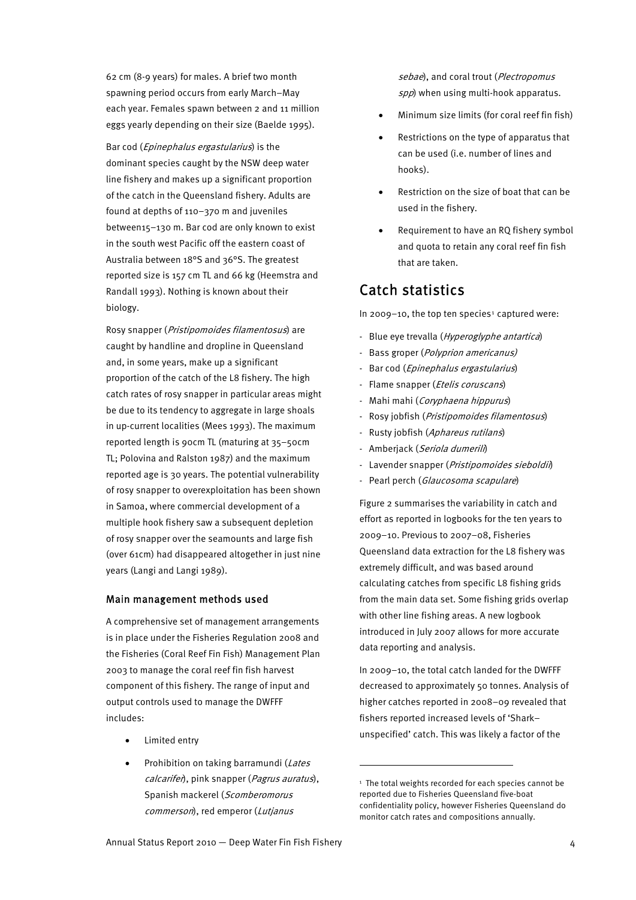62 cm (8-9 years) for males. A brief two month spawning period occurs from early March–May each year. Females spawn between 2 and 11 million eggs yearly depending on their size (Baelde 1995).

Bar cod (*Epinephalus ergastularius*) is the dominant species caught by the NSW deep water line fishery and makes up a significant proportion of the catch in the Queensland fishery. Adults are found at depths of 110–370 m and juveniles between15–130 m. Bar cod are only known to exist in the south west Pacific off the eastern coast of Australia between 18°S and 36°S. The greatest reported size is 157 cm TL and 66 kg (Heemstra and Randall 1993). Nothing is known about their biology.

Rosy snapper (*Pristipomoides filamentosus*) are caught by handline and dropline in Queensland and, in some years, make up a significant proportion of the catch of the L8 fishery. The high catch rates of rosy snapper in particular areas might be due to its tendency to aggregate in large shoals in up-current localities (Mees 1993). The maximum reported length is 90cm TL (maturing at 35–50cm TL; Polovina and Ralston 1987) and the maximum reported age is 30 years. The potential vulnerability of rosy snapper to overexploitation has been shown in Samoa, where commercial development of a multiple hook fishery saw a subsequent depletion of rosy snapper over the seamounts and large fish (over 61cm) had disappeared altogether in just nine years (Langi and Langi 1989).

### Main management methods used

A comprehensive set of management arrangements is in place under the Fisheries Regulation 2008 and the Fisheries (Coral Reef Fin Fish) Management Plan 2003 to manage the coral reef fin fish harvest component of this fishery. The range of input and output controls used to manage the DWFFF includes:

- Limited entry
- Prohibition on taking barramundi (*Lates calcarifer*), pink snapper (*Pagrus auratus*), Spanish mackerel (*Scomberomorus commerson*), red emperor (*Lutjanus sebae*), and coral trout (*Plectropomus spp*) when using multi-hook apparatus.
- Minimum size limits (for coral reef fin fish)
- Restrictions on the type of apparatus that can be used (i.e. number of lines and hooks).
- Restriction on the size of boat that can be used in the fishery.
- Requirement to have an RQ fishery symbol and quota to retain any coral reef fin fish that are taken.

## Catch statistics

In 2009–10, the top ten species[1] captured were:

- Blue eye trevalla (*Hyperoglyphe antartica*)
- Bass groper (*Polyprion americanus)*
- Bar cod (*Epinephalus ergastularius*)
- Flame snapper (*Etelis coruscans*)
- Mahi mahi (*Coryphaena hippurus*)
- Rosy jobfish (*Pristipomoides filamentosus*)
- Rusty jobfish (*Aphareus rutilans*)
- Amberjack (*Seriola dumerili*)
- Lavender snapper (*Pristipomoides sieboldii*)
- Pearl perch (*Glaucosoma scapulare*)

Figure 2 summarises the variability in catch and effort as reported in logbooks for the ten years to 2009–10. Previous to 2007–08, Fisheries Queensland data extraction for the L8 fishery was extremely difficult, and was based around calculating catches from specific L8 fishing grids from the main data set. Some fishing grids overlap with other line fishing areas. A new logbook introduced in July 2007 allows for more accurate data reporting and analysis.

In 2009–10, the total catch landed for the DWFFF decreased to approximately 50 tonnes. Analysis of higher catches reported in 2008–09 revealed that fishers reported increased levels of 'Shark–unspecified' catch. This was likely a factor of the

[1] The total weights recorded for each species cannot be reported due to Fisheries Queensland five-boat confidentiality policy, however Fisheries Queensland do monitor catch rates and compositions annually.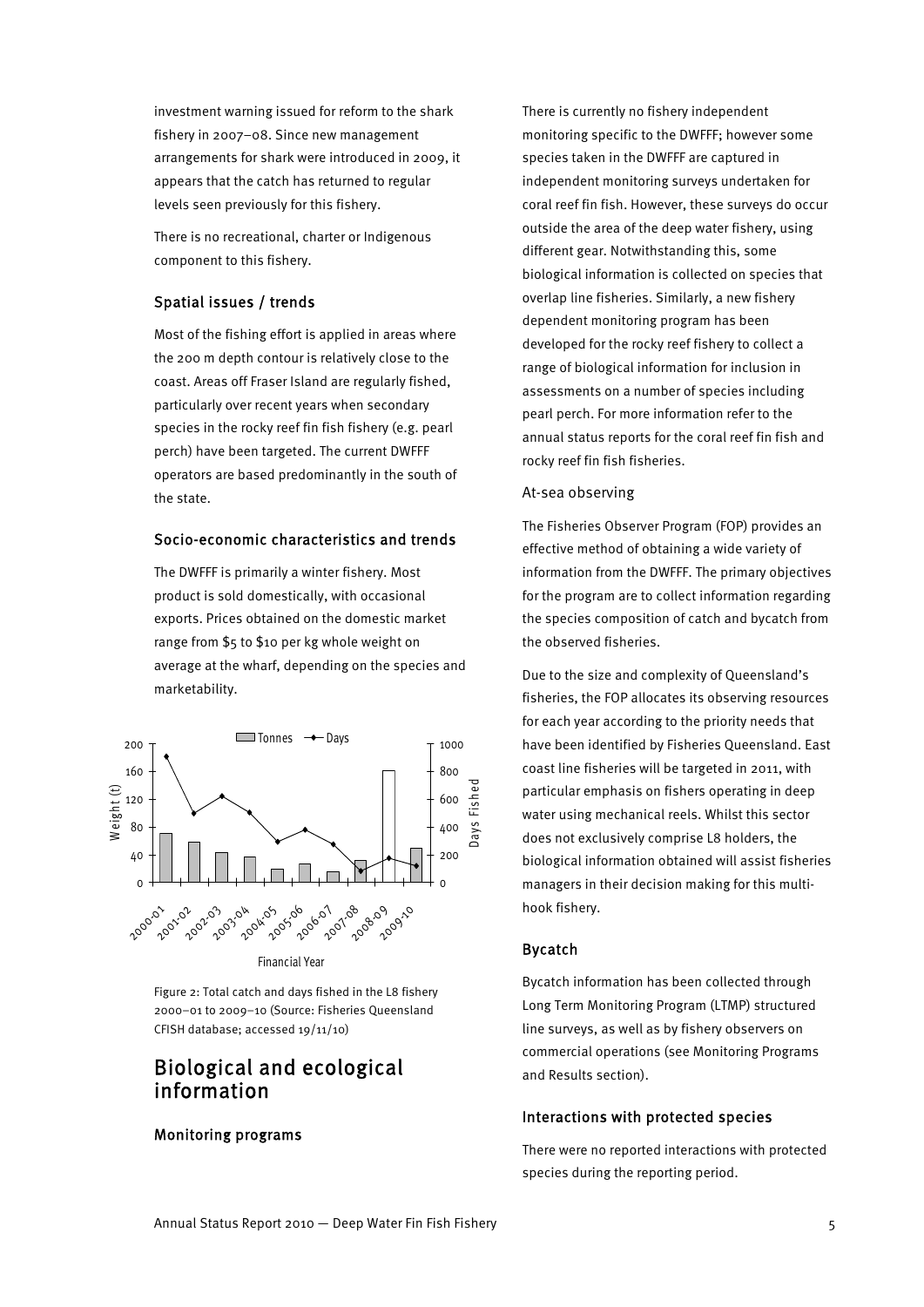investment warning issued for reform to the shark fishery in 2007–08. Since new management arrangements for shark were introduced in 2009, it appears that the catch has returned to regular levels seen previously for this fishery.

There is no recreational, charter or Indigenous component to this fishery.

### Spatial issues / trends

Most of the fishing effort is applied in areas where the 200 m depth contour is relatively close to the coast. Areas off Fraser Island are regularly fished, particularly over recent years when secondary species in the rocky reef fin fish fishery (e.g. pearl perch) have been targeted. The current DWFFF operators are based predominantly in the south of the state.

### Socio-economic characteristics and trends

The DWFFF is primarily a winter fishery. Most product is sold domestically, with occasional exports. Prices obtained on the domestic market range from $5 to $10 per kg whole weight on average at the wharf, depending on the species and marketability.

Figure 2: Total catch and days fished in the L8 fishery 2000–01 to 2009–10 (Source: Fisheries Queensland CFISH database; accessed 19/11/10)

## Biological and ecological information

### Monitoring programs

There is currently no fishery independent monitoring specific to the DWFFF; however some species taken in the DWFFF are captured in independent monitoring surveys undertaken for coral reef fin fish. However, these surveys do occur outside the area of the deep water fishery, using different gear. Notwithstanding this, some biological information is collected on species that overlap line fisheries. Similarly, a new fishery dependent monitoring program has been developed for the rocky reef fishery to collect a range of biological information for inclusion in assessments on a number of species including pearl perch. For more information refer to the annual status reports for the coral reef fin fish and rocky reef fin fish fisheries.

#### At-sea observing

The Fisheries Observer Program (FOP) provides an effective method of obtaining a wide variety of information from the DWFFF. The primary objectives for the program are to collect information regarding the species composition of catch and bycatch from the observed fisheries.

Due to the size and complexity of Queensland's fisheries, the FOP allocates its observing resources for each year according to the priority needs that have been identified by Fisheries Queensland. East coast line fisheries will be targeted in 2011, with particular emphasis on fishers operating in deep water using mechanical reels. Whilst this sector does not exclusively comprise L8 holders, the biological information obtained will assist fisheries managers in their decision making for this multi-hook fishery.

### Bycatch

Bycatch information has been collected through Long Term Monitoring Program (LTMP) structured line surveys, as well as by fishery observers on commercial operations (see Monitoring Programs and Results section).

### Interactions with protected species

There were no reported interactions with protected species during the reporting period.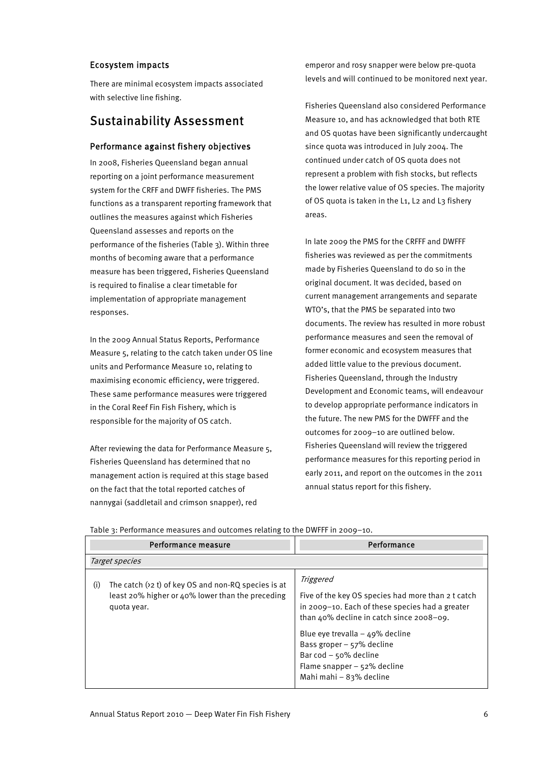### Ecosystem impacts

There are minimal ecosystem impacts associated with selective line fishing.

## Sustainability Assessment

### Performance against fishery objectives

In 2008, Fisheries Queensland began annual reporting on a joint performance measurement system for the CRFF and DWFF fisheries. The PMS functions as a transparent reporting framework that outlines the measures against which Fisheries Queensland assesses and reports on the performance of the fisheries (Table 3). Within three months of becoming aware that a performance measure has been triggered, Fisheries Queensland is required to finalise a clear timetable for implementation of appropriate management responses.

In the 2009 Annual Status Reports, Performance Measure 5, relating to the catch taken under OS line units and Performance Measure 10, relating to maximising economic efficiency, were triggered. These same performance measures were triggered in the Coral Reef Fin Fish Fishery, which is responsible for the majority of OS catch.

After reviewing the data for Performance Measure 5, Fisheries Queensland has determined that no management action is required at this stage based on the fact that the total reported catches of nannygai (saddletail and crimson snapper), red emperor and rosy snapper were below pre-quota levels and will continued to be monitored next year.

Fisheries Queensland also considered Performance Measure 10, and has acknowledged that both RTE and OS quotas have been significantly undercaught since quota was introduced in July 2004. The continued under catch of OS quota does not represent a problem with fish stocks, but reflects the lower relative value of OS species. The majority of OS quota is taken in the L1, L2 and L3 fishery areas.

In late 2009 the PMS for the CRFFF and DWFFF fisheries was reviewed as per the commitments made by Fisheries Queensland to do so in the original document. It was decided, based on current management arrangements and separate WTO's, that the PMS be separated into two documents. The review has resulted in more robust performance measures and seen the removal of former economic and ecosystem measures that added little value to the previous document. Fisheries Queensland, through the Industry Development and Economic teams, will endeavour to develop appropriate performance indicators in the future. The new PMS for the DWFFF and the outcomes for 2009–10 are outlined below. Fisheries Queensland will review the triggered performance measures for this reporting period in early 2011, and report on the outcomes in the 2011 annual status report for this fishery.

Table 3: Performance measures and outcomes relating to the DWFFF in 2009–10.

| Performance measure | Performance |
|---|---|
| *Target species* | |
| (i) The catch (>2 t) of key OS and non-RQ species is at least 20% higher or 40% lower than the preceding quota year. | *Triggered*<br>Five of the key OS species had more than 2 t catch in 2009–10. Each of these species had a greater than 40% decline in catch since 2008–09.<br>Blue eye trevalla – 49% decline<br>Bass groper – 57% decline<br>Bar cod – 50% decline<br>Flame snapper – 52% decline<br>Mahi mahi – 83% decline |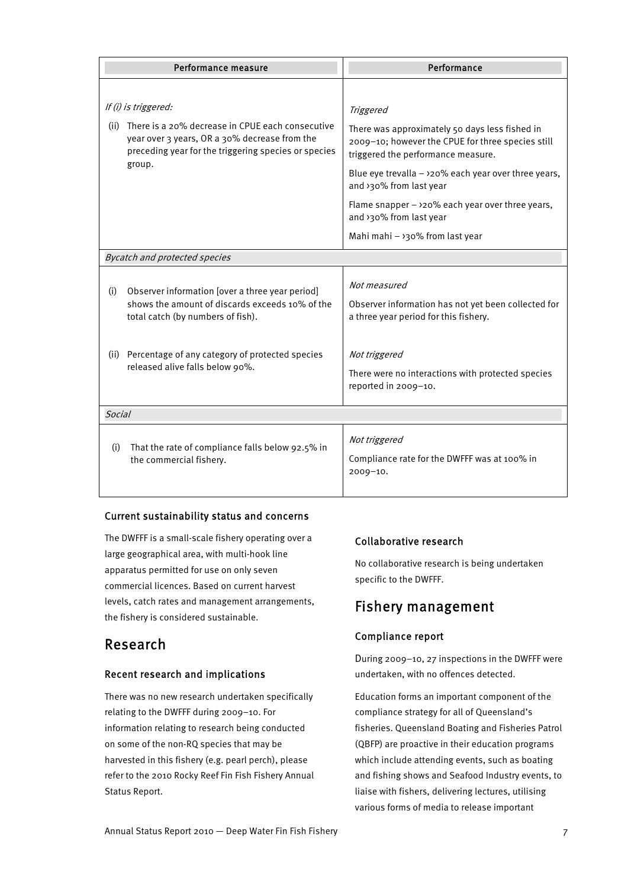| Performance measure | Performance |
|---|---|
| *If (i) is triggered:*<br>(ii) There is a 20% decrease in CPUE each consecutive year over 3 years, OR a 30% decrease from the preceding year for the triggering species or species group. | *Triggered*<br>There was approximately 50 days less fished in 2009–10; however the CPUE for three species still triggered the performance measure.<br>Blue eye trevalla – >20% each year over three years, and >30% from last year<br>Flame snapper – >20% each year over three years, and >30% from last year<br>Mahi mahi – >30% from last year |
| *Bycatch and protected species* | |
| (i) Observer information [over a three year period] shows the amount of discards exceeds 10% of the total catch (by numbers of fish). | *Not measured*<br>Observer information has not yet been collected for a three year period for this fishery. |
| (ii) Percentage of any category of protected species released alive falls below 90%. | *Not triggered*<br>There were no interactions with protected species reported in 2009–10. |
| *Social* | |
| (i) That the rate of compliance falls below 92.5% in the commercial fishery. | *Not triggered*<br>Compliance rate for the DWFFF was at 100% in 2009–10. |

### Current sustainability status and concerns

The DWFFF is a small-scale fishery operating over a large geographical area, with multi-hook line apparatus permitted for use on only seven commercial licences. Based on current harvest levels, catch rates and management arrangements, the fishery is considered sustainable.

## Research

### Recent research and implications

There was no new research undertaken specifically relating to the DWFFF during 2009–10. For information relating to research being conducted on some of the non-RQ species that may be harvested in this fishery (e.g. pearl perch), please refer to the 2010 Rocky Reef Fin Fish Fishery Annual Status Report.

### Collaborative research

No collaborative research is being undertaken specific to the DWFFF.

## Fishery management

### Compliance report

During 2009–10, 27 inspections in the DWFFF were undertaken, with no offences detected.

Education forms an important component of the compliance strategy for all of Queensland's fisheries. Queensland Boating and Fisheries Patrol (QBFP) are proactive in their education programs which include attending events, such as boating and fishing shows and Seafood Industry events, to liaise with fishers, delivering lectures, utilising various forms of media to release important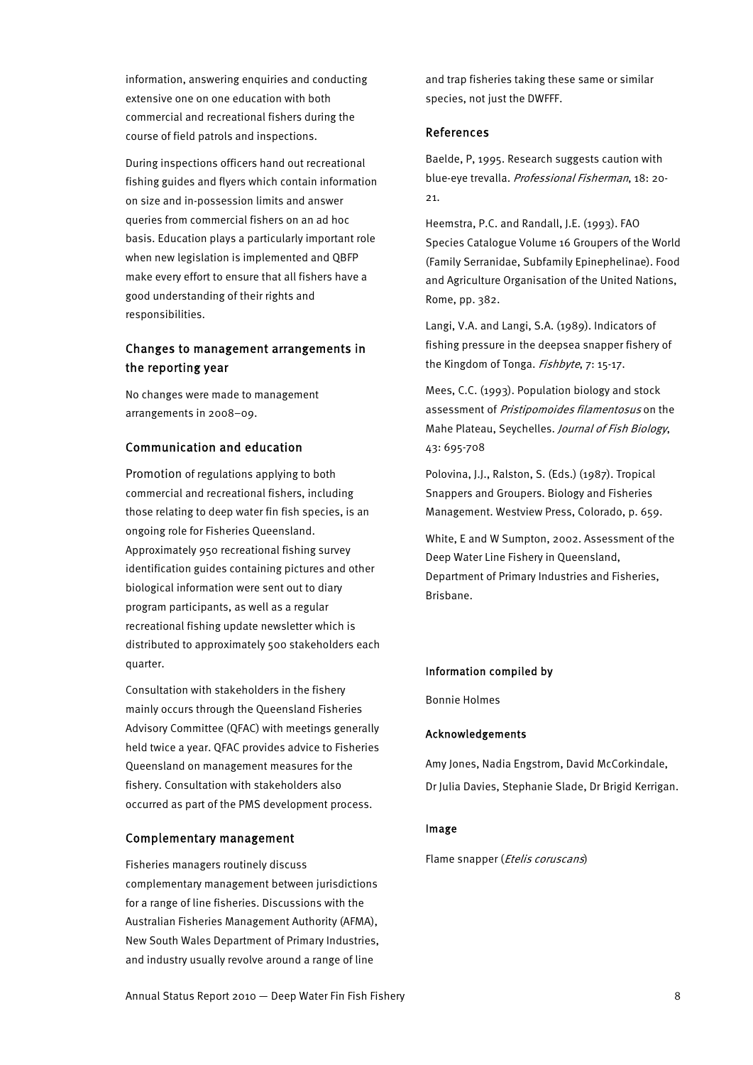information, answering enquiries and conducting extensive one on one education with both commercial and recreational fishers during the course of field patrols and inspections.

During inspections officers hand out recreational fishing guides and flyers which contain information on size and in-possession limits and answer queries from commercial fishers on an ad hoc basis. Education plays a particularly important role when new legislation is implemented and QBFP make every effort to ensure that all fishers have a good understanding of their rights and responsibilities.

## Changes to management arrangements in the reporting year

No changes were made to management arrangements in 2008–09.

## Communication and education

Promotion of regulations applying to both commercial and recreational fishers, including those relating to deep water fin fish species, is an ongoing role for Fisheries Queensland. Approximately 950 recreational fishing survey identification guides containing pictures and other biological information were sent out to diary program participants, as well as a regular recreational fishing update newsletter which is distributed to approximately 500 stakeholders each quarter.

Consultation with stakeholders in the fishery mainly occurs through the Queensland Fisheries Advisory Committee (QFAC) with meetings generally held twice a year. QFAC provides advice to Fisheries Queensland on management measures for the fishery. Consultation with stakeholders also occurred as part of the PMS development process.

## Complementary management

Fisheries managers routinely discuss complementary management between jurisdictions for a range of line fisheries. Discussions with the Australian Fisheries Management Authority (AFMA), New South Wales Department of Primary Industries, and industry usually revolve around a range of line and trap fisheries taking these same or similar species, not just the DWFFF.

## References

Baelde, P, 1995. Research suggests caution with blue-eye trevalla. *Professional Fisherman*, 18: 20-21.

Heemstra, P.C. and Randall, J.E. (1993). FAO Species Catalogue Volume 16 Groupers of the World (Family Serranidae, Subfamily Epinephelinae). Food and Agriculture Organisation of the United Nations, Rome, pp. 382.

Langi, V.A. and Langi, S.A. (1989). Indicators of fishing pressure in the deepsea snapper fishery of the Kingdom of Tonga. *Fishbyte*, 7: 15-17.

Mees, C.C. (1993). Population biology and stock assessment of *Pristipomoides filamentosus* on the Mahe Plateau, Seychelles. *Journal of Fish Biology*, 43: 695-708

Polovina, J.J., Ralston, S. (Eds.) (1987). Tropical Snappers and Groupers. Biology and Fisheries Management. Westview Press, Colorado, p. 659.

White, E and W Sumpton, 2002. Assessment of the Deep Water Line Fishery in Queensland, Department of Primary Industries and Fisheries, Brisbane.

### Information compiled by

Bonnie Holmes

### Acknowledgements

Amy Jones, Nadia Engstrom, David McCorkindale, Dr Julia Davies, Stephanie Slade, Dr Brigid Kerrigan.

### Image

Flame snapper (*Etelis coruscans*)